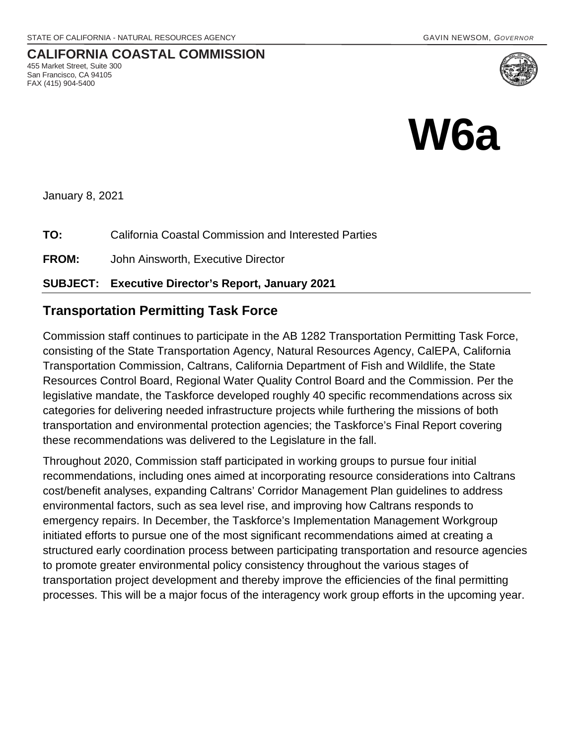STATE OF CALIFORNIA - NATURAL RESOURCES AGENCY GAVIN NEWSOM, *GOVERNOR*

**CALIFORNIA COASTAL COMMISSION**
455 Market Street, Suite 300
San Francisco, CA 94105
FAX (415) 904-5400

# W6a

January 8, 2021

**TO:** California Coastal Commission and Interested Parties

**FROM:** John Ainsworth, Executive Director

**SUBJECT: Executive Director's Report, January 2021**

## Transportation Permitting Task Force

Commission staff continues to participate in the AB 1282 Transportation Permitting Task Force, consisting of the State Transportation Agency, Natural Resources Agency, CalEPA, California Transportation Commission, Caltrans, California Department of Fish and Wildlife, the State Resources Control Board, Regional Water Quality Control Board and the Commission. Per the legislative mandate, the Taskforce developed roughly 40 specific recommendations across six categories for delivering needed infrastructure projects while furthering the missions of both transportation and environmental protection agencies; the Taskforce's Final Report covering these recommendations was delivered to the Legislature in the fall.

Throughout 2020, Commission staff participated in working groups to pursue four initial recommendations, including ones aimed at incorporating resource considerations into Caltrans cost/benefit analyses, expanding Caltrans' Corridor Management Plan guidelines to address environmental factors, such as sea level rise, and improving how Caltrans responds to emergency repairs. In December, the Taskforce's Implementation Management Workgroup initiated efforts to pursue one of the most significant recommendations aimed at creating a structured early coordination process between participating transportation and resource agencies to promote greater environmental policy consistency throughout the various stages of transportation project development and thereby improve the efficiencies of the final permitting processes. This will be a major focus of the interagency work group efforts in the upcoming year.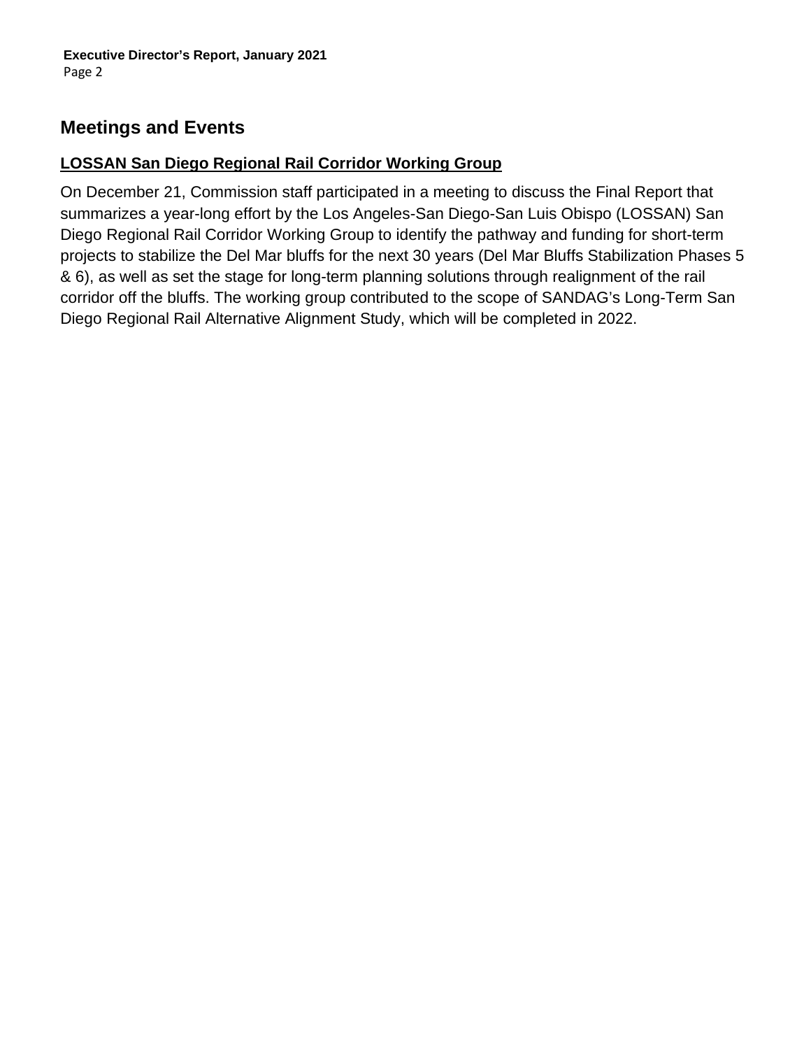## Meetings and Events

### LOSSAN San Diego Regional Rail Corridor Working Group

On December 21, Commission staff participated in a meeting to discuss the Final Report that summarizes a year-long effort by the Los Angeles-San Diego-San Luis Obispo (LOSSAN) San Diego Regional Rail Corridor Working Group to identify the pathway and funding for short-term projects to stabilize the Del Mar bluffs for the next 30 years (Del Mar Bluffs Stabilization Phases 5 & 6), as well as set the stage for long-term planning solutions through realignment of the rail corridor off the bluffs. The working group contributed to the scope of SANDAG's Long-Term San Diego Regional Rail Alternative Alignment Study, which will be completed in 2022.